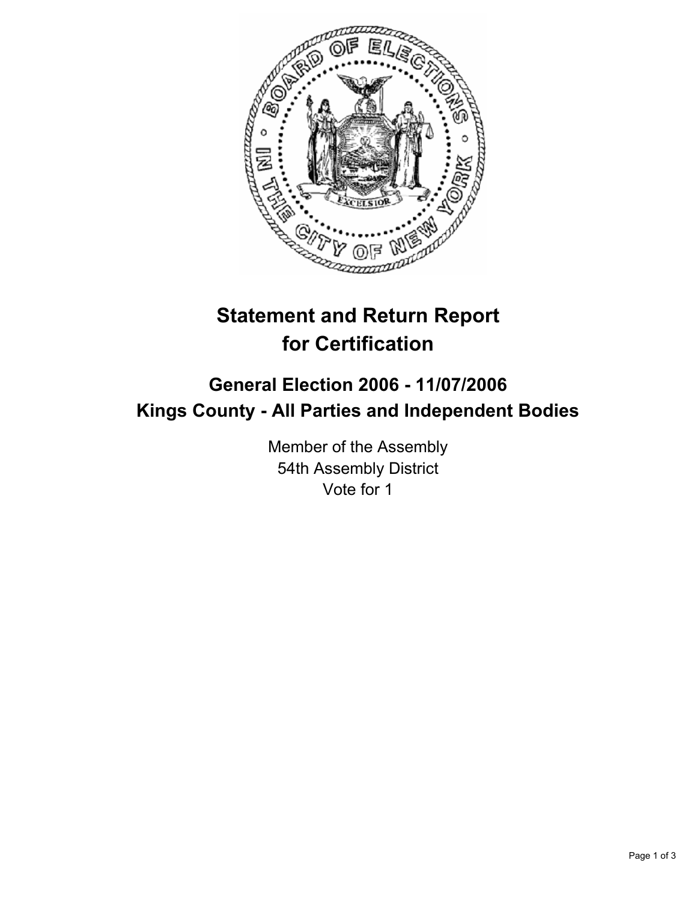# Statement and Return Report for Certification

## General Election 2006 - 11/07/2006
## Kings County - All Parties and Independent Bodies

Member of the Assembly
54th Assembly District
Vote for 1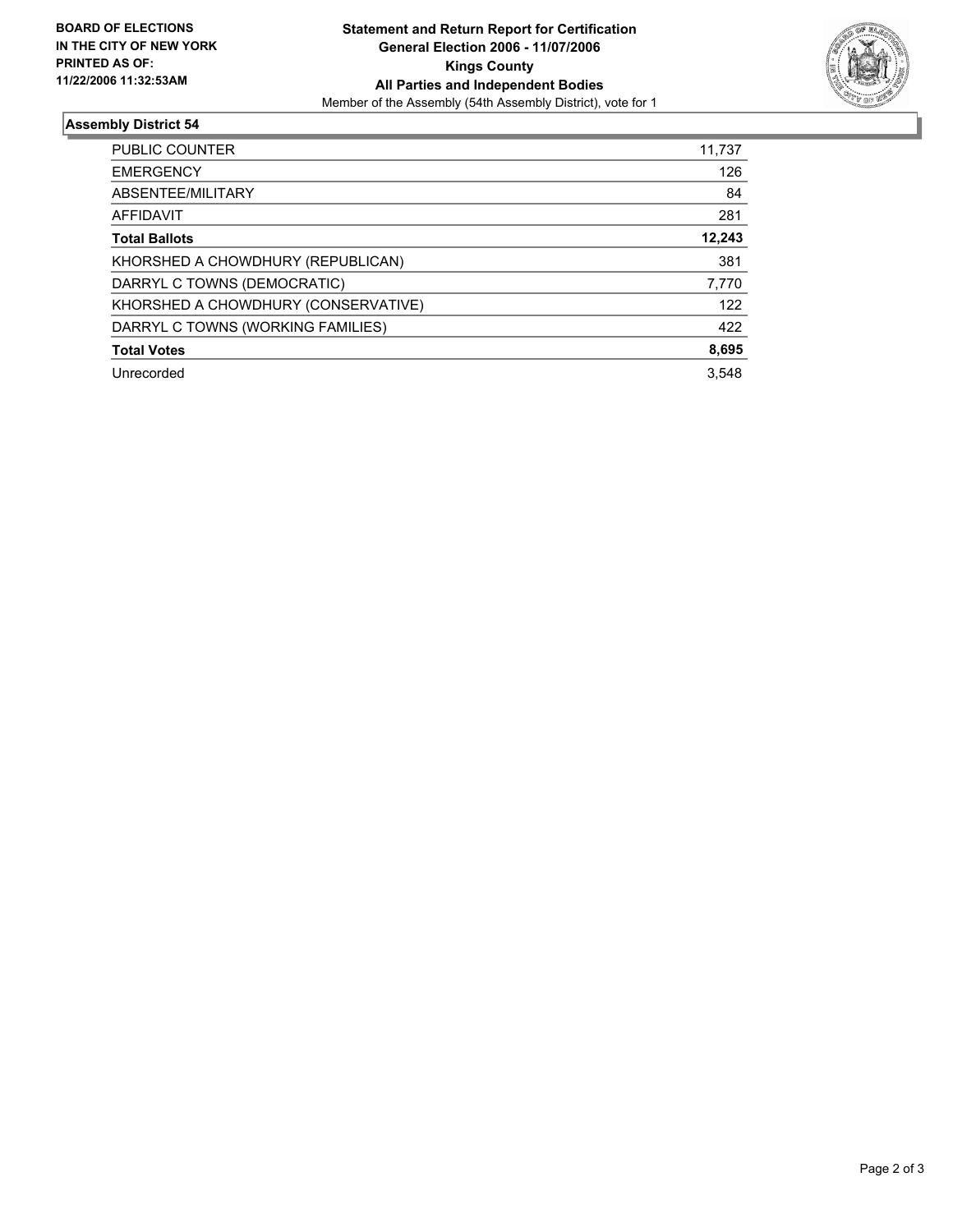**BOARD OF ELECTIONS IN THE CITY OF NEW YORK PRINTED AS OF: 11/22/2006 11:32:53AM**

# Statement and Return Report for Certification
## General Election 2006 - 11/07/2006
## Kings County
## All Parties and Independent Bodies

Member of the Assembly (54th Assembly District), vote for 1

### Assembly District 54

| | |
|---|---|
| PUBLIC COUNTER | 11,737 |
| EMERGENCY | 126 |
| ABSENTEE/MILITARY | 84 |
| AFFIDAVIT | 281 |
| **Total Ballots** | **12,243** |
| KHORSHED A CHOWDHURY (REPUBLICAN) | 381 |
| DARRYL C TOWNS (DEMOCRATIC) | 7,770 |
| KHORSHED A CHOWDHURY (CONSERVATIVE) | 122 |
| DARRYL C TOWNS (WORKING FAMILIES) | 422 |
| **Total Votes** | **8,695** |
| Unrecorded | 3,548 |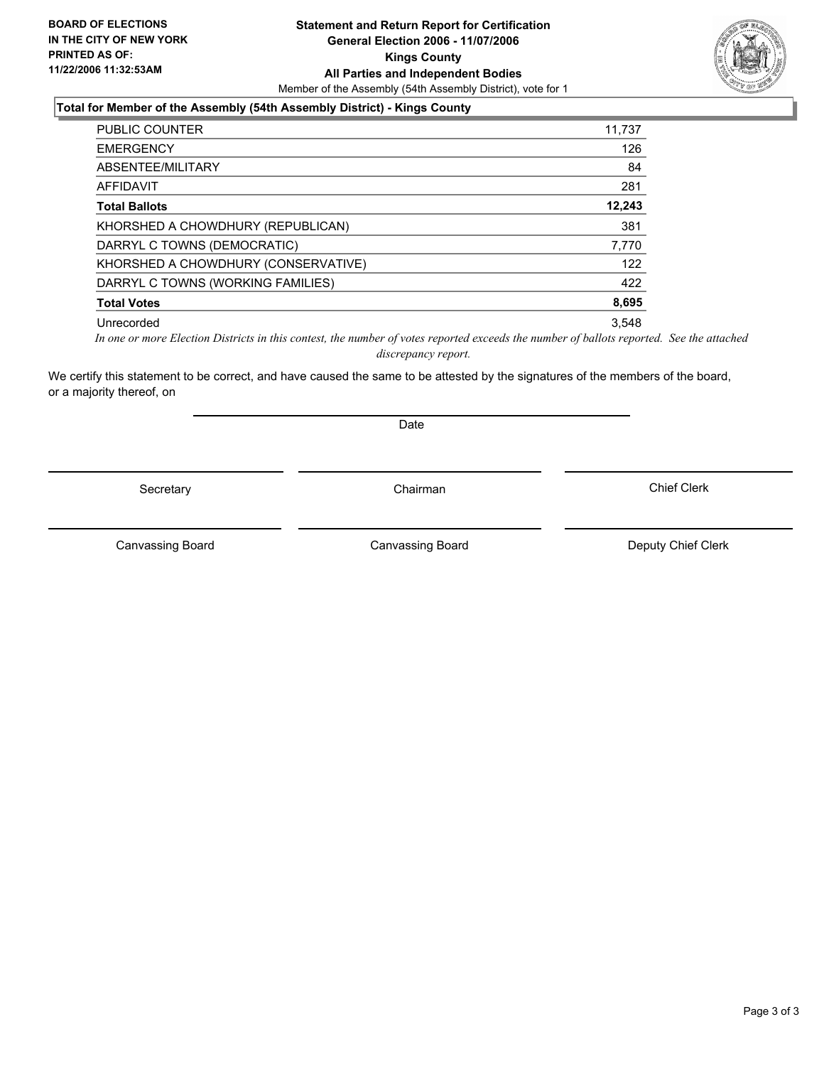**BOARD OF ELECTIONS IN THE CITY OF NEW YORK PRINTED AS OF: 11/22/2006 11:32:53AM**

**Statement and Return Report for Certification**
**General Election 2006 - 11/07/2006**
**Kings County**
**All Parties and Independent Bodies**
Member of the Assembly (54th Assembly District), vote for 1

## Total for Member of the Assembly (54th Assembly District) - Kings County

| | |
|---|---|
| PUBLIC COUNTER | 11,737 |
| EMERGENCY | 126 |
| ABSENTEE/MILITARY | 84 |
| AFFIDAVIT | 281 |
| **Total Ballots** | **12,243** |
| KHORSHED A CHOWDHURY (REPUBLICAN) | 381 |
| DARRYL C TOWNS (DEMOCRATIC) | 7,770 |
| KHORSHED A CHOWDHURY (CONSERVATIVE) | 122 |
| DARRYL C TOWNS (WORKING FAMILIES) | 422 |
| **Total Votes** | **8,695** |
| Unrecorded | 3,548 |

*In one or more Election Districts in this contest, the number of votes reported exceeds the number of ballots reported. See the attached discrepancy report.*

We certify this statement to be correct, and have caused the same to be attested by the signatures of the members of the board, or a majority thereof, on

Date

Secretary

Chairman

Chief Clerk

Canvassing Board

Canvassing Board

Deputy Chief Clerk